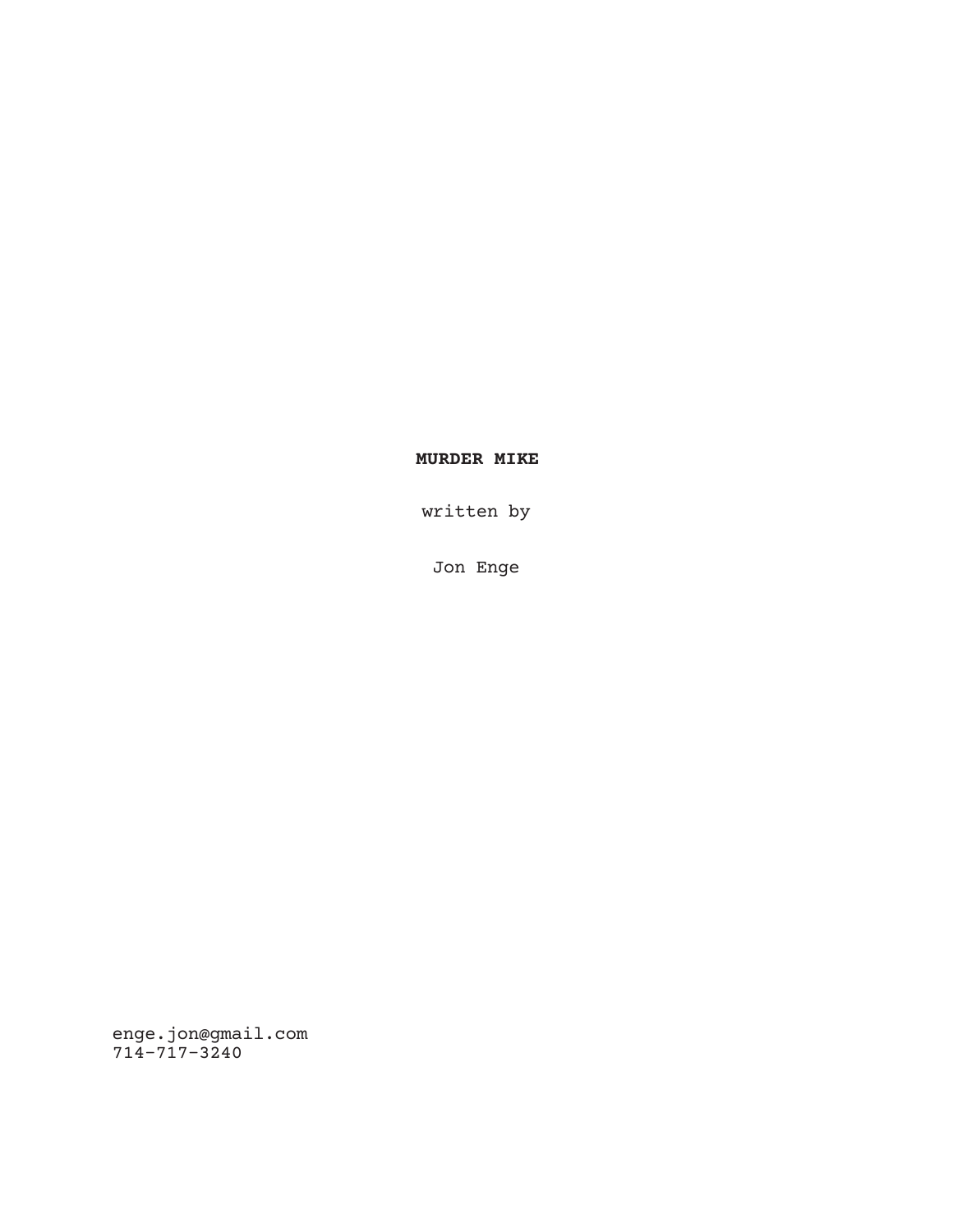**MURDER MIKE**

written by

Jon Enge

enge.jon@gmail.com
714-717-3240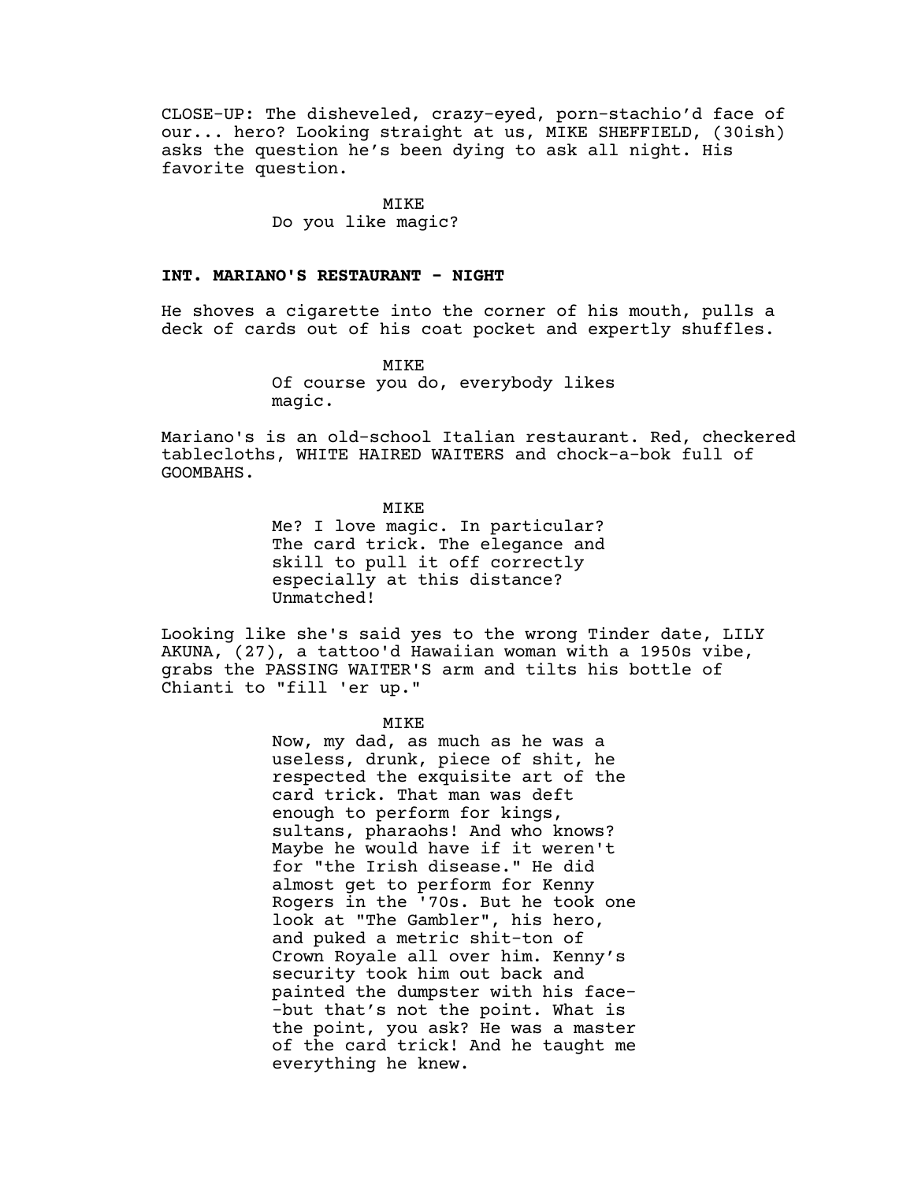CLOSE-UP: The disheveled, crazy-eyed, porn-stachio'd face of our... hero? Looking straight at us, MIKE SHEFFIELD, (30ish) asks the question he's been dying to ask all night. His favorite question.

MIKE
Do you like magic?

**INT. MARIANO'S RESTAURANT - NIGHT**

He shoves a cigarette into the corner of his mouth, pulls a deck of cards out of his coat pocket and expertly shuffles.

MIKE
Of course you do, everybody likes magic.

Mariano's is an old-school Italian restaurant. Red, checkered tablecloths, WHITE HAIRED WAITERS and chock-a-bok full of GOOMBAHS.

MIKE
Me? I love magic. In particular? The card trick. The elegance and skill to pull it off correctly especially at this distance? Unmatched!

Looking like she's said yes to the wrong Tinder date, LILY AKUNA, (27), a tattoo'd Hawaiian woman with a 1950s vibe, grabs the PASSING WAITER'S arm and tilts his bottle of Chianti to "fill 'er up."

MIKE
Now, my dad, as much as he was a useless, drunk, piece of shit, he respected the exquisite art of the card trick. That man was deft enough to perform for kings, sultans, pharaohs! And who knows? Maybe he would have if it weren't for "the Irish disease." He did almost get to perform for Kenny Rogers in the '70s. But he took one look at "The Gambler", his hero, and puked a metric shit-ton of Crown Royale all over him. Kenny's security took him out back and painted the dumpster with his face--but that's not the point. What is the point, you ask? He was a master of the card trick! And he taught me everything he knew.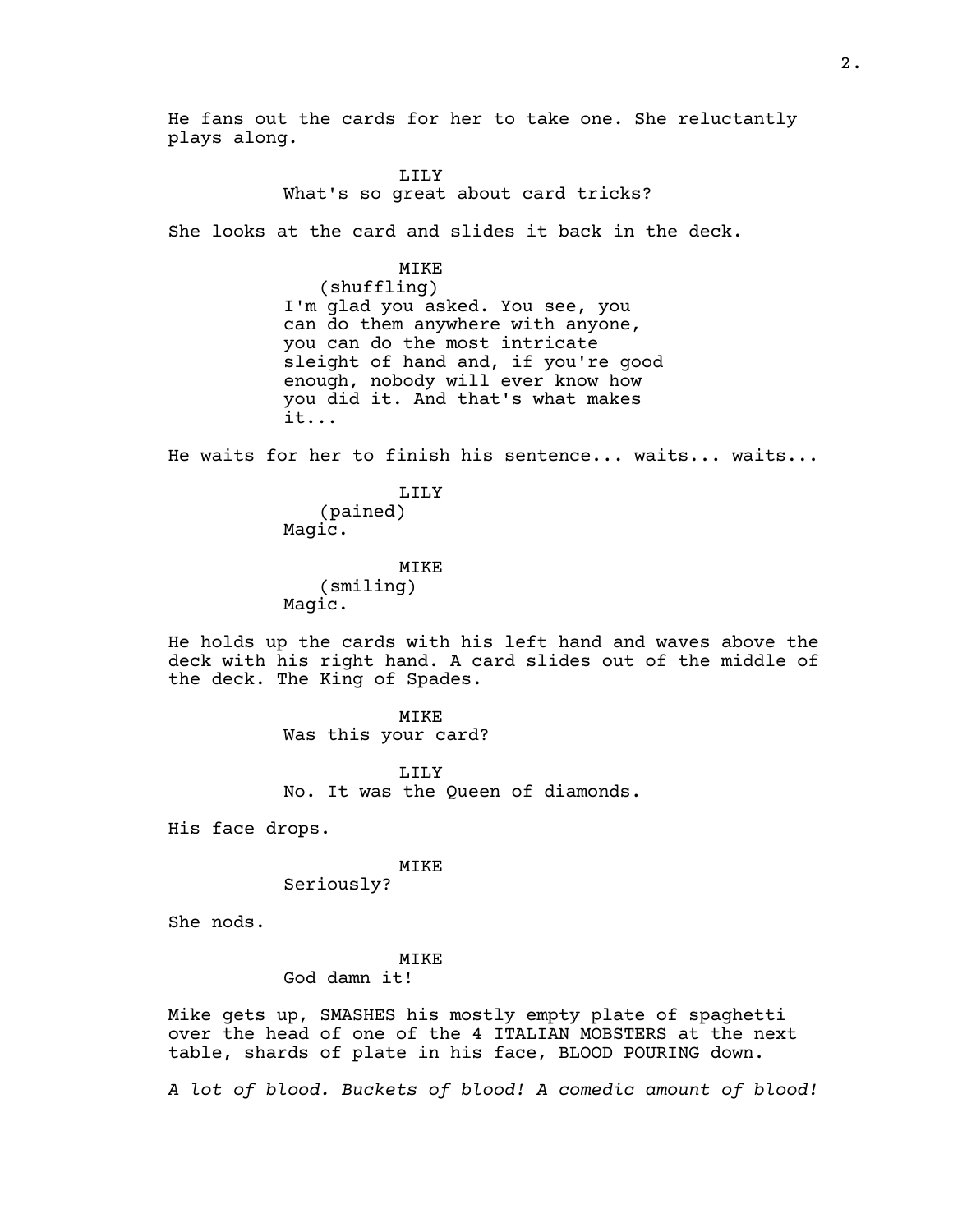He fans out the cards for her to take one. She reluctantly plays along.

LILY
What's so great about card tricks?

She looks at the card and slides it back in the deck.

MIKE
(shuffling)
I'm glad you asked. You see, you can do them anywhere with anyone, you can do the most intricate sleight of hand and, if you're good enough, nobody will ever know how you did it. And that's what makes it...

He waits for her to finish his sentence... waits... waits...

LILY
(pained)
Magic.

MIKE
(smiling)
Magic.

He holds up the cards with his left hand and waves above the deck with his right hand. A card slides out of the middle of the deck. The King of Spades.

MIKE
Was this your card?

LILY
No. It was the Queen of diamonds.

His face drops.

MIKE
Seriously?

She nods.

MIKE
God damn it!

Mike gets up, SMASHES his mostly empty plate of spaghetti over the head of one of the 4 ITALIAN MOBSTERS at the next table, shards of plate in his face, BLOOD POURING down.

*A lot of blood. Buckets of blood! A comedic amount of blood!*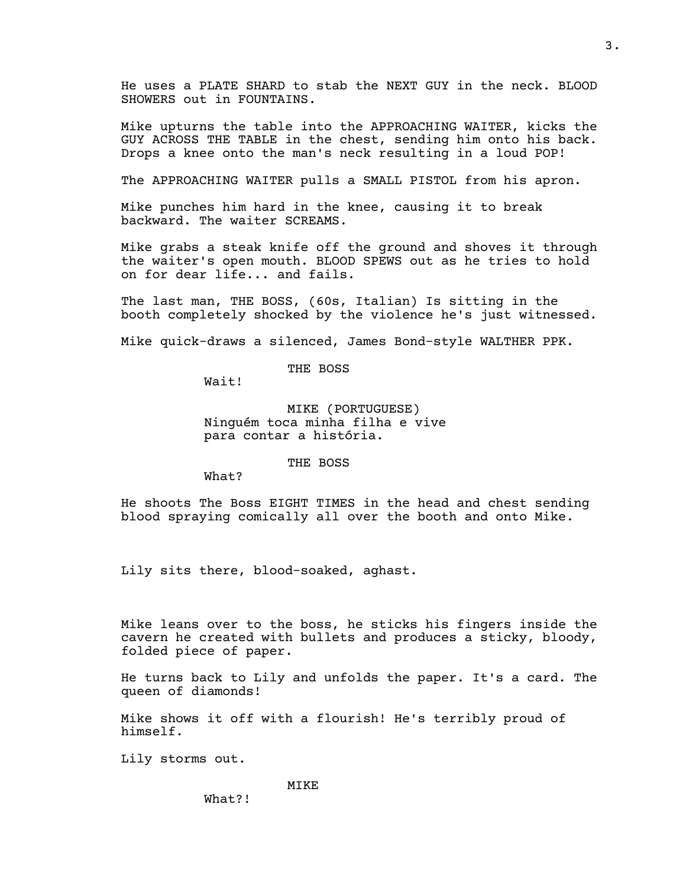He uses a PLATE SHARD to stab the NEXT GUY in the neck. BLOOD SHOWERS out in FOUNTAINS.

Mike upturns the table into the APPROACHING WAITER, kicks the GUY ACROSS THE TABLE in the chest, sending him onto his back. Drops a knee onto the man's neck resulting in a loud POP!

The APPROACHING WAITER pulls a SMALL PISTOL from his apron.

Mike punches him hard in the knee, causing it to break backward. The waiter SCREAMS.

Mike grabs a steak knife off the ground and shoves it through the waiter's open mouth. BLOOD SPEWS out as he tries to hold on for dear life... and fails.

The last man, THE BOSS, (60s, Italian) Is sitting in the booth completely shocked by the violence he's just witnessed.

Mike quick-draws a silenced, James Bond-style WALTHER PPK.

THE BOSS
Wait!

MIKE (PORTUGUESE)
Ninguém toca minha filha e vive para contar a história.

THE BOSS
What?

He shoots The Boss EIGHT TIMES in the head and chest sending blood spraying comically all over the booth and onto Mike.

Lily sits there, blood-soaked, aghast.

Mike leans over to the boss, he sticks his fingers inside the cavern he created with bullets and produces a sticky, bloody, folded piece of paper.

He turns back to Lily and unfolds the paper. It's a card. The queen of diamonds!

Mike shows it off with a flourish! He's terribly proud of himself.

Lily storms out.

MIKE
What?!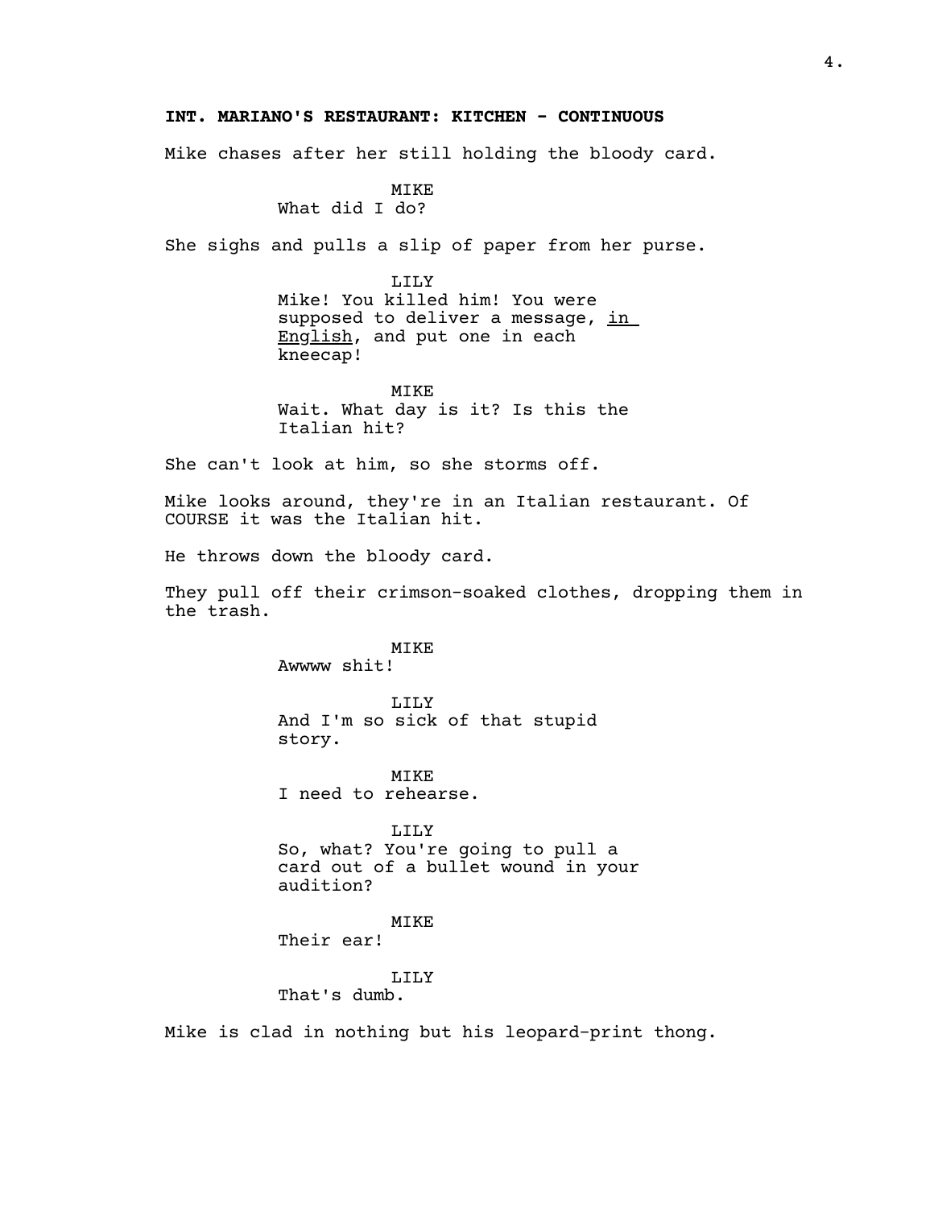**INT. MARIANO'S RESTAURANT: KITCHEN - CONTINUOUS**

Mike chases after her still holding the bloody card.

MIKE
What did I do?

She sighs and pulls a slip of paper from her purse.

LILY
Mike! You killed him! You were supposed to deliver a message, <u>in English</u>, and put one in each kneecap!

MIKE
Wait. What day is it? Is this the Italian hit?

She can't look at him, so she storms off.

Mike looks around, they're in an Italian restaurant. Of COURSE it was the Italian hit.

He throws down the bloody card.

They pull off their crimson-soaked clothes, dropping them in the trash.

MIKE
Awwww shit!

LILY
And I'm so sick of that stupid story.

MIKE
I need to rehearse.

LILY
So, what? You're going to pull a card out of a bullet wound in your audition?

MIKE
Their ear!

LILY
That's dumb.

Mike is clad in nothing but his leopard-print thong.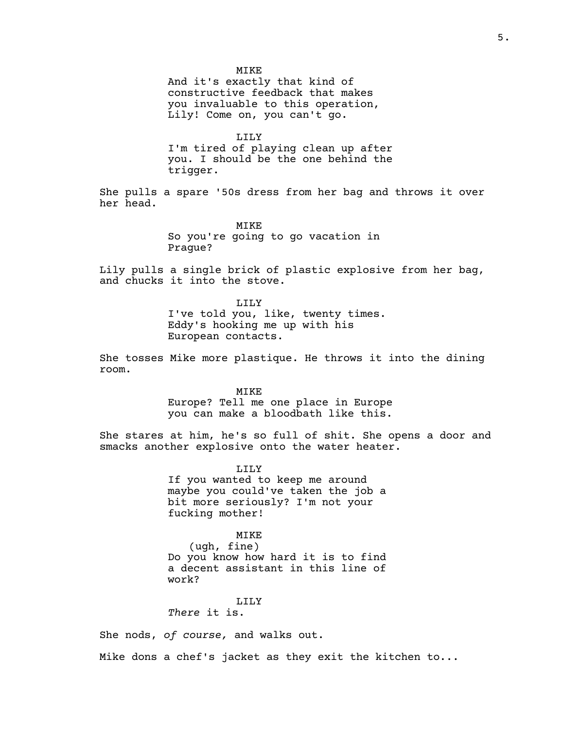MIKE
And it's exactly that kind of constructive feedback that makes you invaluable to this operation, Lily! Come on, you can't go.

LILY
I'm tired of playing clean up after you. I should be the one behind the trigger.

She pulls a spare '50s dress from her bag and throws it over her head.

MIKE
So you're going to go vacation in Prague?

Lily pulls a single brick of plastic explosive from her bag, and chucks it into the stove.

LILY
I've told you, like, twenty times. Eddy's hooking me up with his European contacts.

She tosses Mike more plastique. He throws it into the dining room.

MIKE
Europe? Tell me one place in Europe you can make a bloodbath like this.

She stares at him, he's so full of shit. She opens a door and smacks another explosive onto the water heater.

LILY
If you wanted to keep me around maybe you could've taken the job a bit more seriously? I'm not your fucking mother!

MIKE
(ugh, fine)
Do you know how hard it is to find a decent assistant in this line of work?

LILY
*There* it is.

She nods, *of course,* and walks out.

Mike dons a chef's jacket as they exit the kitchen to...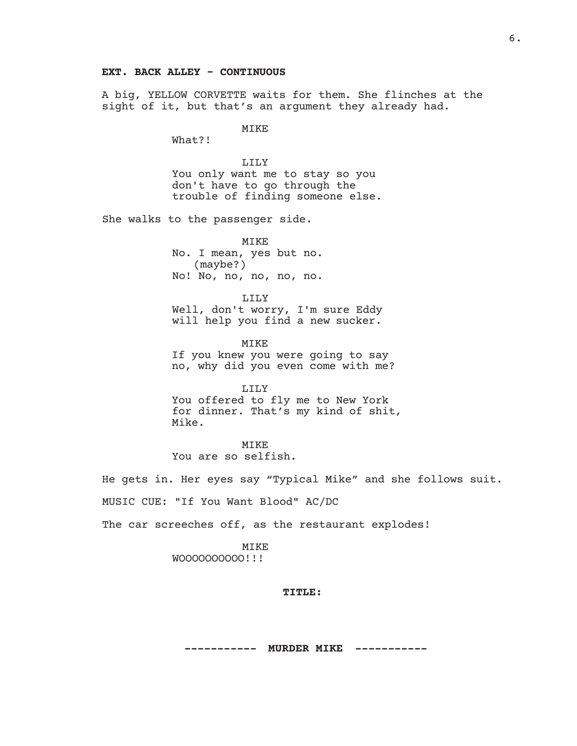**EXT. BACK ALLEY - CONTINUOUS**

A big, YELLOW CORVETTE waits for them. She flinches at the sight of it, but that's an argument they already had.

MIKE
What?!

LILY
You only want me to stay so you don't have to go through the trouble of finding someone else.

She walks to the passenger side.

MIKE
No. I mean, yes but no.
(maybe?)
No! No, no, no, no, no.

LILY
Well, don't worry, I'm sure Eddy will help you find a new sucker.

MIKE
If you knew you were going to say no, why did you even come with me?

LILY
You offered to fly me to New York for dinner. That's my kind of shit, Mike.

MIKE
You are so selfish.

He gets in. Her eyes say "Typical Mike" and she follows suit.

MUSIC CUE: "If You Want Blood" AC/DC

The car screeches off, as the restaurant explodes!

MIKE
WOOOOOOOOOO!!!

**TITLE:**

**----------- MURDER MIKE -----------**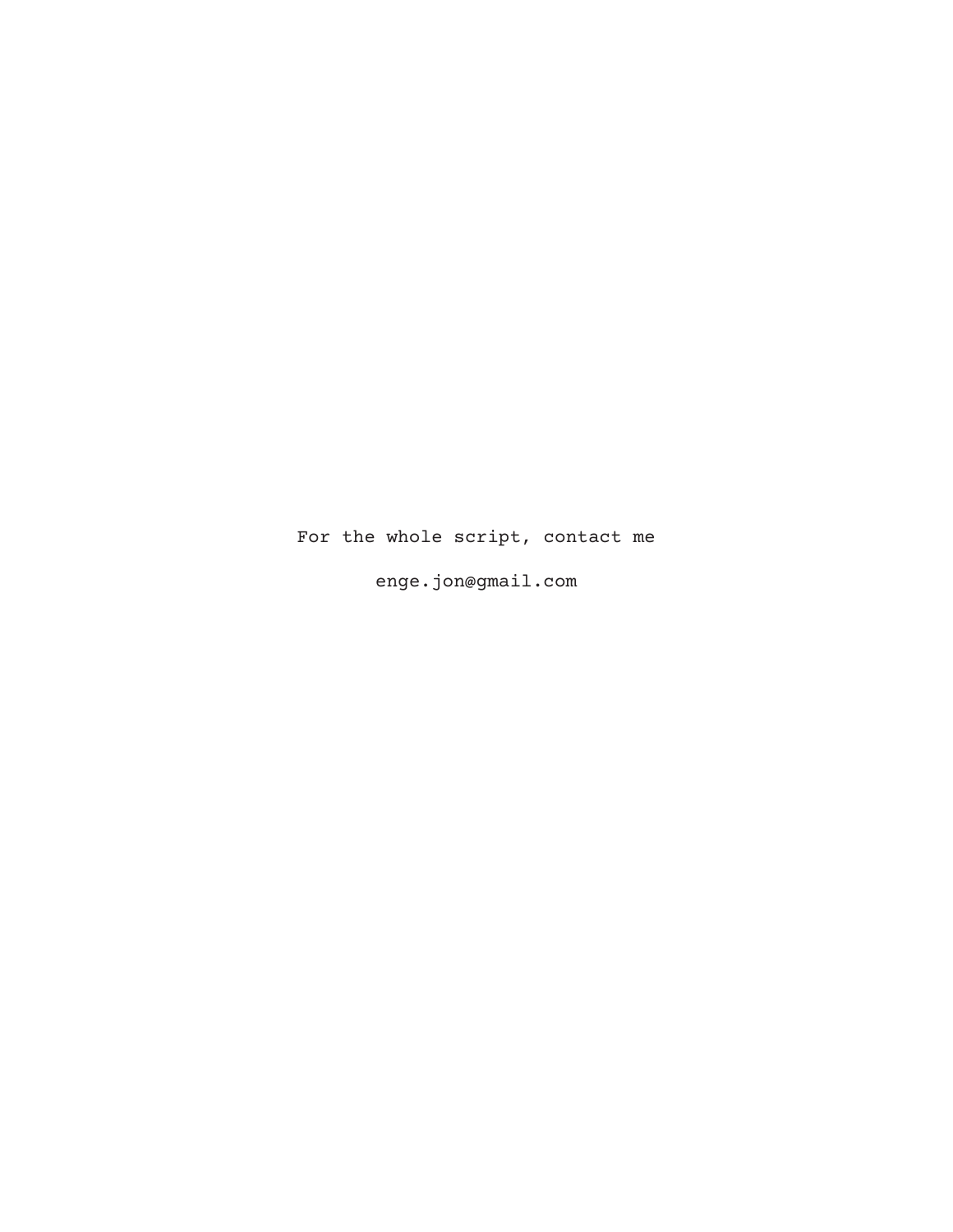For the whole script, contact me

enge.jon@gmail.com